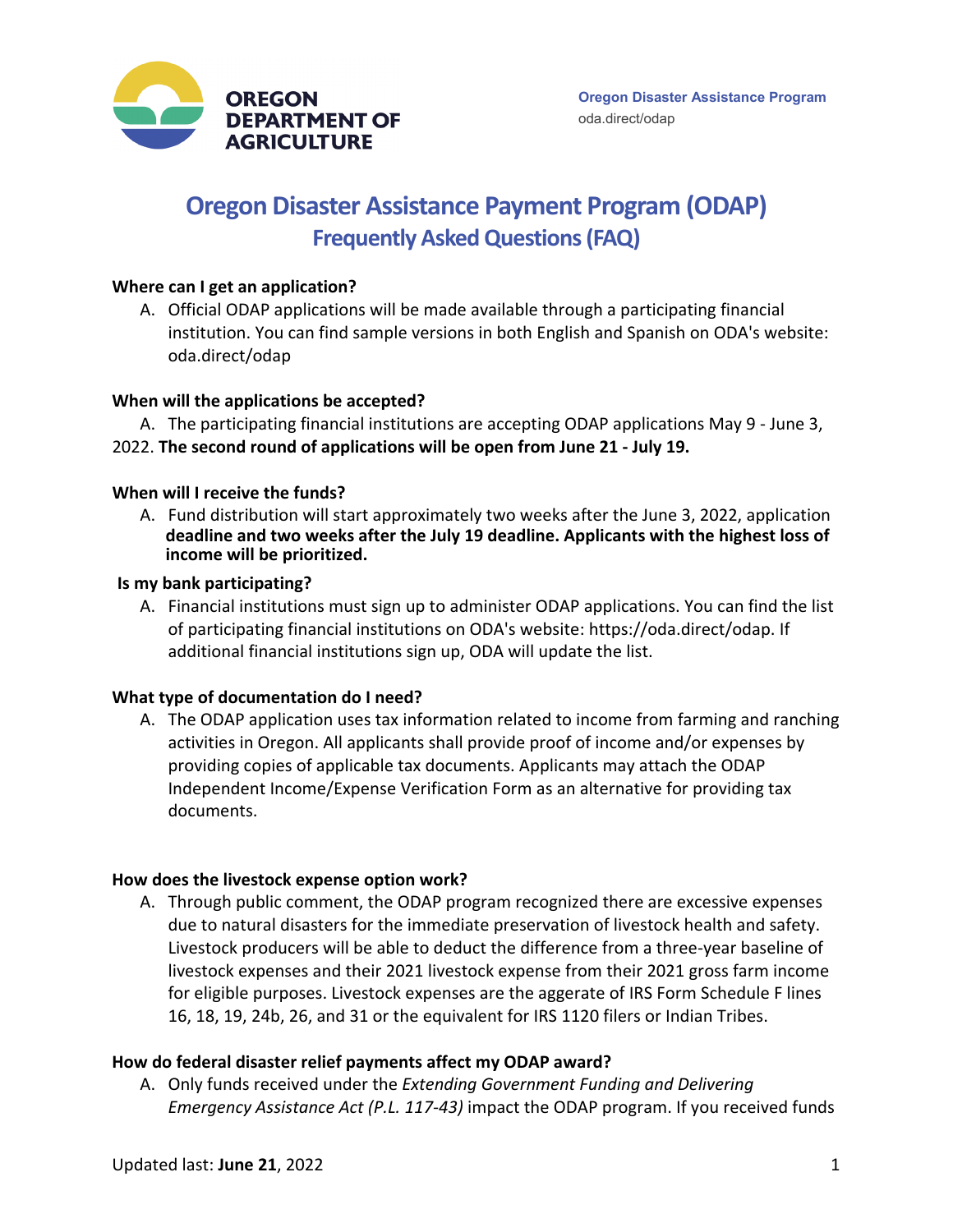Oregon Disaster Assistance Program
oda.direct/odap

# Oregon Disaster Assistance Payment Program (ODAP)
## Frequently Asked Questions (FAQ)

**Where can I get an application?**

A. Official ODAP applications will be made available through a participating financial institution. You can find sample versions in both English and Spanish on ODA's website: oda.direct/odap

**When will the applications be accepted?**

A. The participating financial institutions are accepting ODAP applications May 9 - June 3, 2022. **The second round of applications will be open from June 21 - July 19.**

**When will I receive the funds?**

A. Fund distribution will start approximately two weeks after the June 3, 2022, application **deadline and two weeks after the July 19 deadline. Applicants with the highest loss of income will be prioritized.**

**Is my bank participating?**

A. Financial institutions must sign up to administer ODAP applications. You can find the list of participating financial institutions on ODA's website: https://oda.direct/odap. If additional financial institutions sign up, ODA will update the list.

**What type of documentation do I need?**

A. The ODAP application uses tax information related to income from farming and ranching activities in Oregon. All applicants shall provide proof of income and/or expenses by providing copies of applicable tax documents. Applicants may attach the ODAP Independent Income/Expense Verification Form as an alternative for providing tax documents.

**How does the livestock expense option work?**

A. Through public comment, the ODAP program recognized there are excessive expenses due to natural disasters for the immediate preservation of livestock health and safety. Livestock producers will be able to deduct the difference from a three-year baseline of livestock expenses and their 2021 livestock expense from their 2021 gross farm income for eligible purposes. Livestock expenses are the aggerate of IRS Form Schedule F lines 16, 18, 19, 24b, 26, and 31 or the equivalent for IRS 1120 filers or Indian Tribes.

**How do federal disaster relief payments affect my ODAP award?**

A. Only funds received under the *Extending Government Funding and Delivering Emergency Assistance Act (P.L. 117-43)* impact the ODAP program. If you received funds

Updated last: **June 21**, 2022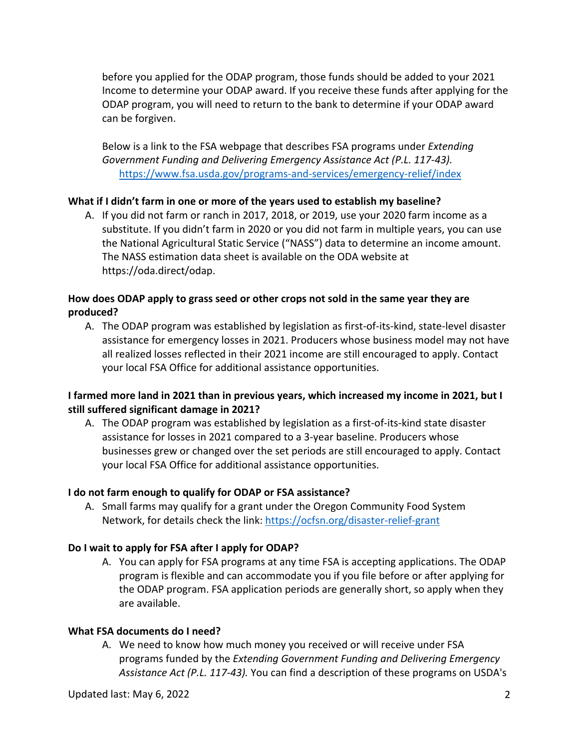before you applied for the ODAP program, those funds should be added to your 2021 Income to determine your ODAP award. If you receive these funds after applying for the ODAP program, you will need to return to the bank to determine if your ODAP award can be forgiven.

Below is a link to the FSA webpage that describes FSA programs under *Extending Government Funding and Delivering Emergency Assistance Act (P.L. 117-43).* [https://www.fsa.usda.gov/programs-and-services/emergency-relief/index](https://www.fsa.usda.gov/programs-and-services/emergency-relief/index)

**What if I didn't farm in one or more of the years used to establish my baseline?**

A. If you did not farm or ranch in 2017, 2018, or 2019, use your 2020 farm income as a substitute. If you didn't farm in 2020 or you did not farm in multiple years, you can use the National Agricultural Static Service ("NASS") data to determine an income amount. The NASS estimation data sheet is available on the ODA website at https://oda.direct/odap.

**How does ODAP apply to grass seed or other crops not sold in the same year they are produced?**

A. The ODAP program was established by legislation as first-of-its-kind, state-level disaster assistance for emergency losses in 2021. Producers whose business model may not have all realized losses reflected in their 2021 income are still encouraged to apply. Contact your local FSA Office for additional assistance opportunities.

**I farmed more land in 2021 than in previous years, which increased my income in 2021, but I still suffered significant damage in 2021?**

A. The ODAP program was established by legislation as a first-of-its-kind state disaster assistance for losses in 2021 compared to a 3-year baseline. Producers whose businesses grew or changed over the set periods are still encouraged to apply. Contact your local FSA Office for additional assistance opportunities.

**I do not farm enough to qualify for ODAP or FSA assistance?**

A. Small farms may qualify for a grant under the Oregon Community Food System Network, for details check the link: [https://ocfsn.org/disaster-relief-grant](https://ocfsn.org/disaster-relief-grant)

**Do I wait to apply for FSA after I apply for ODAP?**

A. You can apply for FSA programs at any time FSA is accepting applications. The ODAP program is flexible and can accommodate you if you file before or after applying for the ODAP program. FSA application periods are generally short, so apply when they are available.

**What FSA documents do I need?**

A. We need to know how much money you received or will receive under FSA programs funded by the *Extending Government Funding and Delivering Emergency Assistance Act (P.L. 117-43).* You can find a description of these programs on USDA's

Updated last: May 6, 2022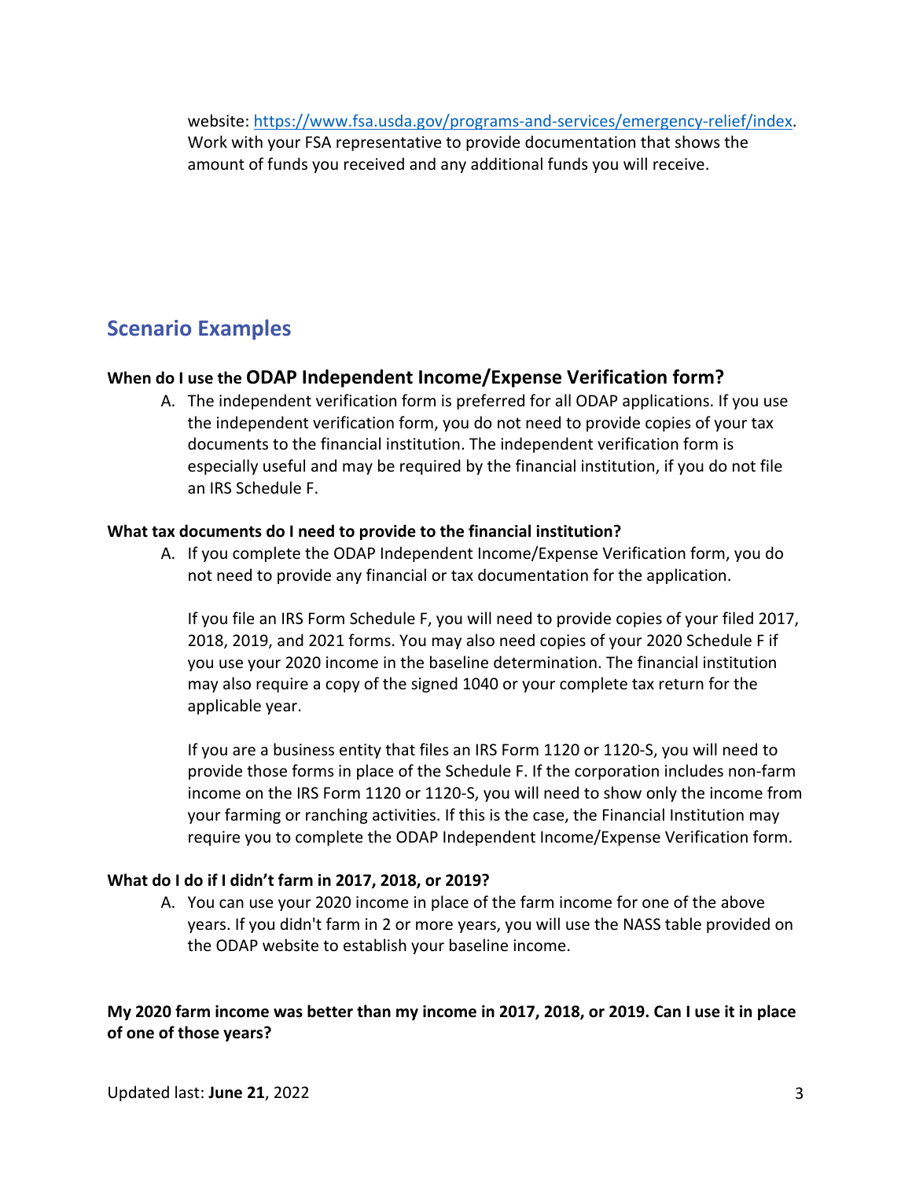website: https://www.fsa.usda.gov/programs-and-services/emergency-relief/index. Work with your FSA representative to provide documentation that shows the amount of funds you received and any additional funds you will receive.

## Scenario Examples

### When do I use the ODAP Independent Income/Expense Verification form?

A. The independent verification form is preferred for all ODAP applications. If you use the independent verification form, you do not need to provide copies of your tax documents to the financial institution. The independent verification form is especially useful and may be required by the financial institution, if you do not file an IRS Schedule F.

### What tax documents do I need to provide to the financial institution?

A. If you complete the ODAP Independent Income/Expense Verification form, you do not need to provide any financial or tax documentation for the application.

If you file an IRS Form Schedule F, you will need to provide copies of your filed 2017, 2018, 2019, and 2021 forms. You may also need copies of your 2020 Schedule F if you use your 2020 income in the baseline determination. The financial institution may also require a copy of the signed 1040 or your complete tax return for the applicable year.

If you are a business entity that files an IRS Form 1120 or 1120-S, you will need to provide those forms in place of the Schedule F. If the corporation includes non-farm income on the IRS Form 1120 or 1120-S, you will need to show only the income from your farming or ranching activities. If this is the case, the Financial Institution may require you to complete the ODAP Independent Income/Expense Verification form.

### What do I do if I didn't farm in 2017, 2018, or 2019?

A. You can use your 2020 income in place of the farm income for one of the above years. If you didn't farm in 2 or more years, you will use the NASS table provided on the ODAP website to establish your baseline income.

### My 2020 farm income was better than my income in 2017, 2018, or 2019. Can I use it in place of one of those years?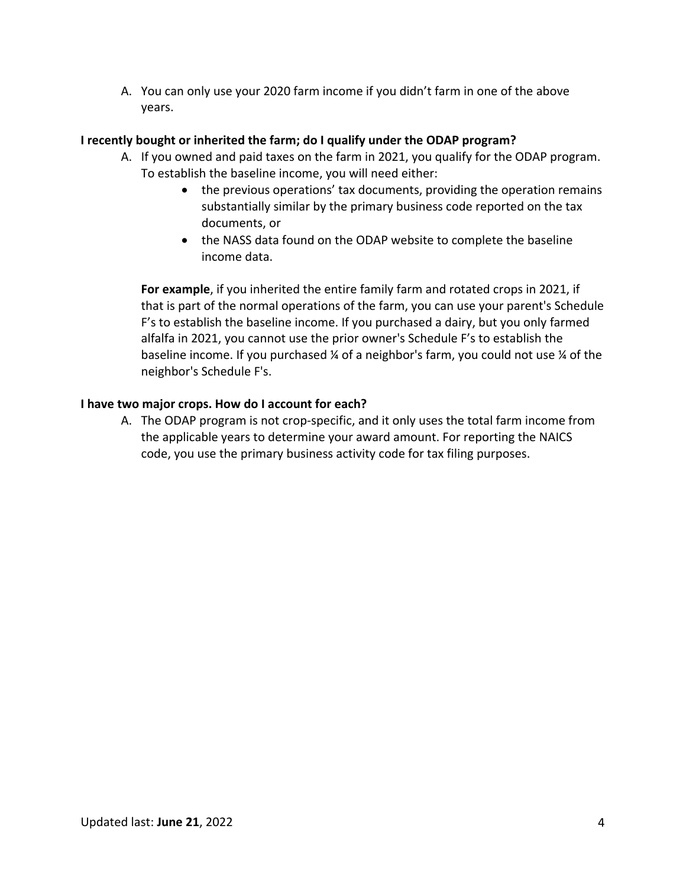A. You can only use your 2020 farm income if you didn't farm in one of the above years.

**I recently bought or inherited the farm; do I qualify under the ODAP program?**

A. If you owned and paid taxes on the farm in 2021, you qualify for the ODAP program. To establish the baseline income, you will need either:

- the previous operations' tax documents, providing the operation remains substantially similar by the primary business code reported on the tax documents, or
- the NASS data found on the ODAP website to complete the baseline income data.

**For example**, if you inherited the entire family farm and rotated crops in 2021, if that is part of the normal operations of the farm, you can use your parent's Schedule F's to establish the baseline income. If you purchased a dairy, but you only farmed alfalfa in 2021, you cannot use the prior owner's Schedule F's to establish the baseline income. If you purchased ¼ of a neighbor's farm, you could not use ¼ of the neighbor's Schedule F's.

**I have two major crops. How do I account for each?**

A. The ODAP program is not crop-specific, and it only uses the total farm income from the applicable years to determine your award amount. For reporting the NAICS code, you use the primary business activity code for tax filing purposes.

Updated last: **June 21**, 2022